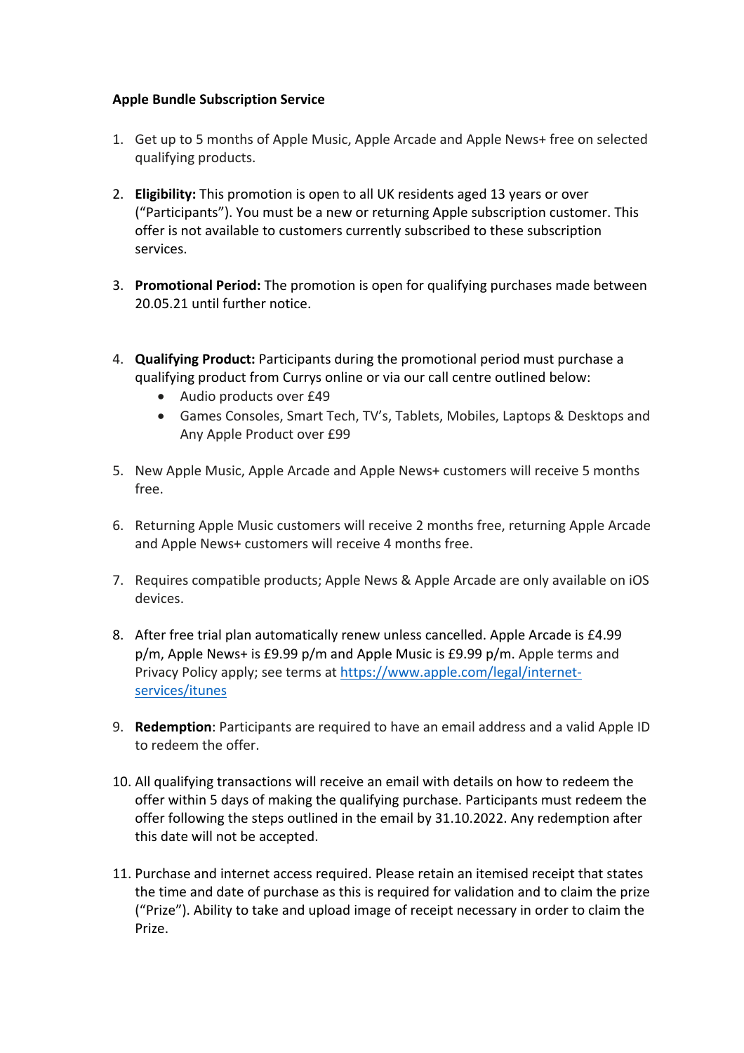**Apple Bundle Subscription Service**

1. Get up to 5 months of Apple Music, Apple Arcade and Apple News+ free on selected qualifying products.

2. **Eligibility:** This promotion is open to all UK residents aged 13 years or over ("Participants"). You must be a new or returning Apple subscription customer. This offer is not available to customers currently subscribed to these subscription services.

3. **Promotional Period:** The promotion is open for qualifying purchases made between 20.05.21 until further notice.

4. **Qualifying Product:** Participants during the promotional period must purchase a qualifying product from Currys online or via our call centre outlined below:
   - Audio products over £49
   - Games Consoles, Smart Tech, TV's, Tablets, Mobiles, Laptops & Desktops and Any Apple Product over £99

5. New Apple Music, Apple Arcade and Apple News+ customers will receive 5 months free.

6. Returning Apple Music customers will receive 2 months free, returning Apple Arcade and Apple News+ customers will receive 4 months free.

7. Requires compatible products; Apple News & Apple Arcade are only available on iOS devices.

8. After free trial plan automatically renew unless cancelled. Apple Arcade is £4.99 p/m, Apple News+ is £9.99 p/m and Apple Music is £9.99 p/m. Apple terms and Privacy Policy apply; see terms at [https://www.apple.com/legal/internet-services/itunes](https://www.apple.com/legal/internet-services/itunes)

9. **Redemption**: Participants are required to have an email address and a valid Apple ID to redeem the offer.

10. All qualifying transactions will receive an email with details on how to redeem the offer within 5 days of making the qualifying purchase. Participants must redeem the offer following the steps outlined in the email by 31.10.2022. Any redemption after this date will not be accepted.

11. Purchase and internet access required. Please retain an itemised receipt that states the time and date of purchase as this is required for validation and to claim the prize ("Prize"). Ability to take and upload image of receipt necessary in order to claim the Prize.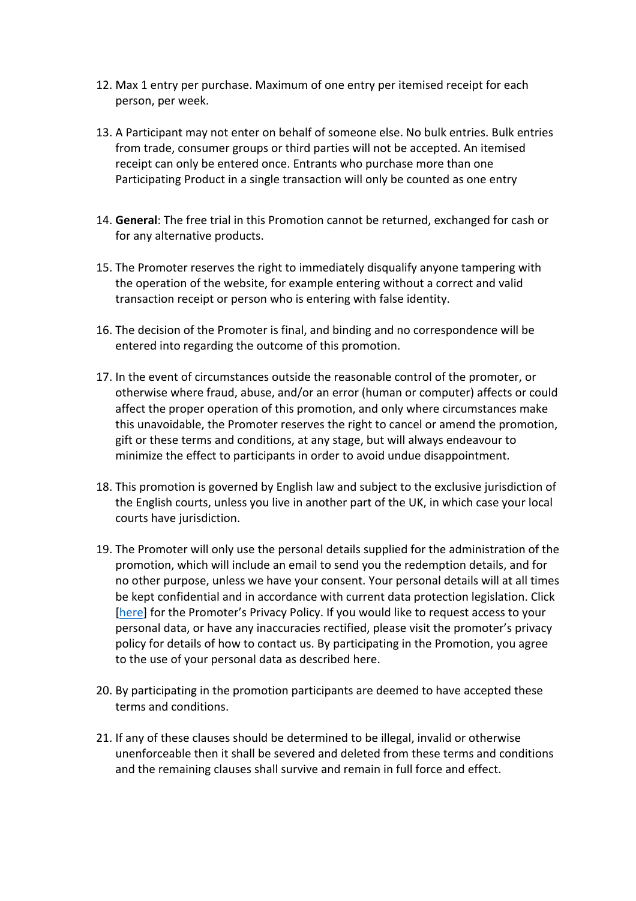12. Max 1 entry per purchase. Maximum of one entry per itemised receipt for each person, per week.

13. A Participant may not enter on behalf of someone else. No bulk entries. Bulk entries from trade, consumer groups or third parties will not be accepted. An itemised receipt can only be entered once. Entrants who purchase more than one Participating Product in a single transaction will only be counted as one entry

14. **General**: The free trial in this Promotion cannot be returned, exchanged for cash or for any alternative products.

15. The Promoter reserves the right to immediately disqualify anyone tampering with the operation of the website, for example entering without a correct and valid transaction receipt or person who is entering with false identity.

16. The decision of the Promoter is final, and binding and no correspondence will be entered into regarding the outcome of this promotion.

17. In the event of circumstances outside the reasonable control of the promoter, or otherwise where fraud, abuse, and/or an error (human or computer) affects or could affect the proper operation of this promotion, and only where circumstances make this unavoidable, the Promoter reserves the right to cancel or amend the promotion, gift or these terms and conditions, at any stage, but will always endeavour to minimize the effect to participants in order to avoid undue disappointment.

18. This promotion is governed by English law and subject to the exclusive jurisdiction of the English courts, unless you live in another part of the UK, in which case your local courts have jurisdiction.

19. The Promoter will only use the personal details supplied for the administration of the promotion, which will include an email to send you the redemption details, and for no other purpose, unless we have your consent. Your personal details will at all times be kept confidential and in accordance with current data protection legislation. Click [here] for the Promoter's Privacy Policy. If you would like to request access to your personal data, or have any inaccuracies rectified, please visit the promoter's privacy policy for details of how to contact us. By participating in the Promotion, you agree to the use of your personal data as described here.

20. By participating in the promotion participants are deemed to have accepted these terms and conditions.

21. If any of these clauses should be determined to be illegal, invalid or otherwise unenforceable then it shall be severed and deleted from these terms and conditions and the remaining clauses shall survive and remain in full force and effect.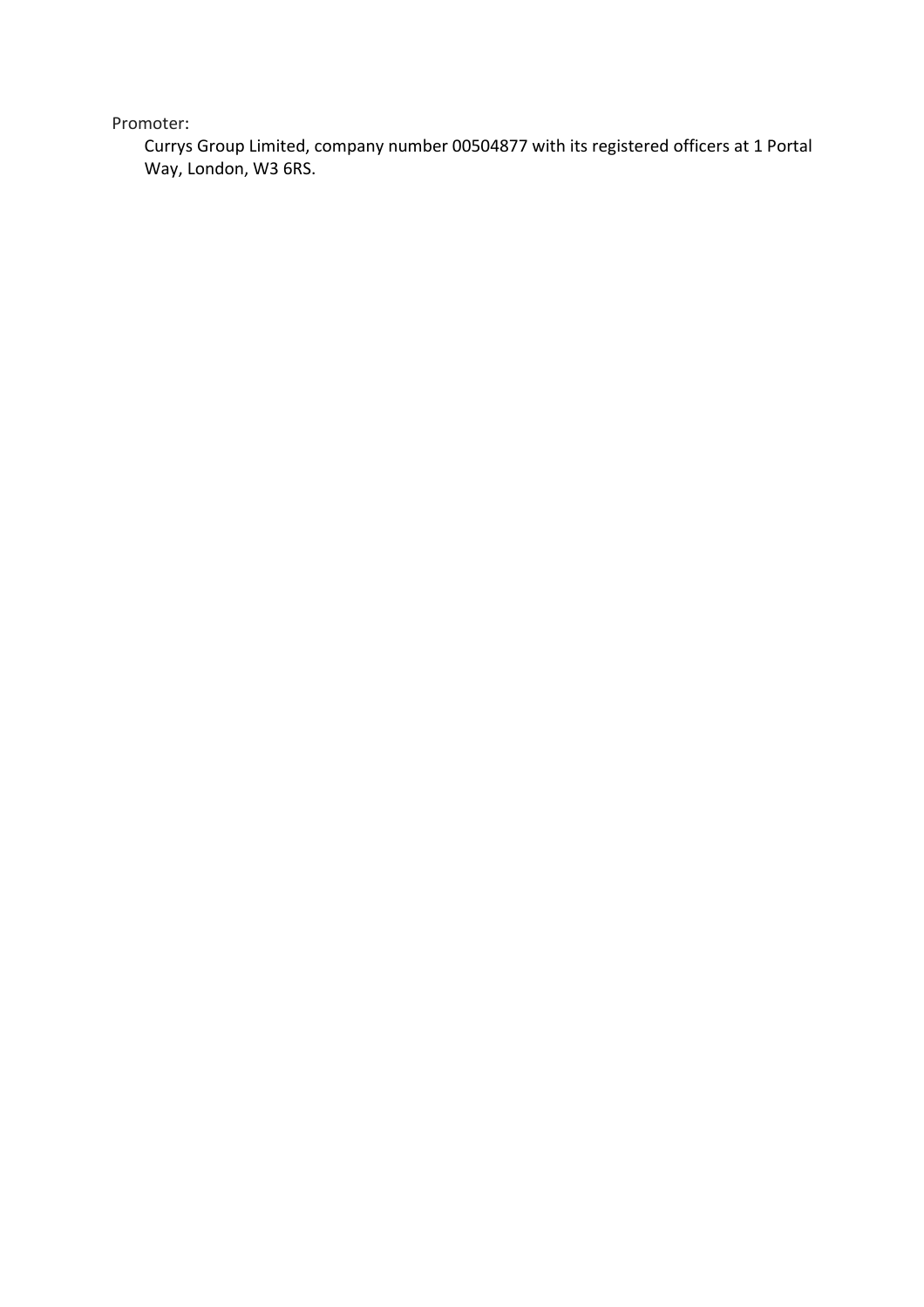Promoter:

Currys Group Limited, company number 00504877 with its registered officers at 1 Portal Way, London, W3 6RS.